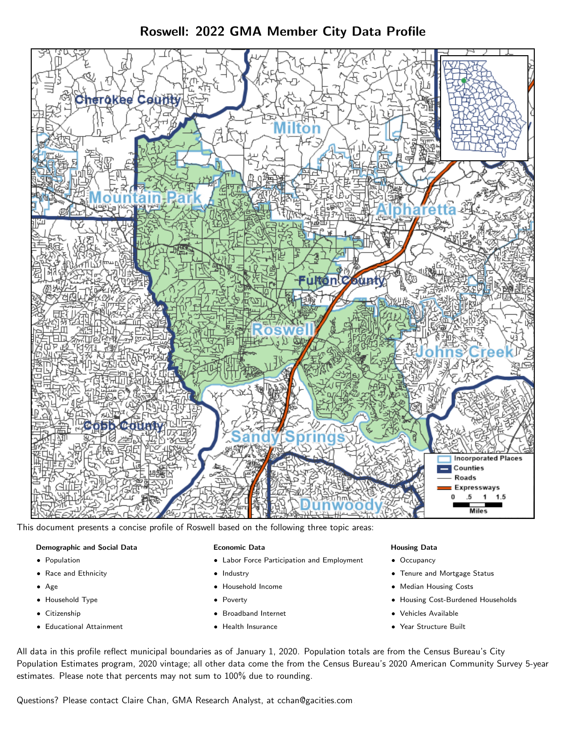# Roswell: 2022 GMA Member City Data Profile

This document presents a concise profile of Roswell based on the following three topic areas:

**Demographic and Social Data**

- Population
- Race and Ethnicity
- Age
- Household Type
- Citizenship
- Educational Attainment

**Economic Data**

- Labor Force Participation and Employment
- Industry
- Household Income
- Poverty
- Broadband Internet
- Health Insurance

**Housing Data**

- Occupancy
- Tenure and Mortgage Status
- Median Housing Costs
- Housing Cost-Burdened Households
- Vehicles Available
- Year Structure Built

All data in this profile reflect municipal boundaries as of January 1, 2020. Population totals are from the Census Bureau's City Population Estimates program, 2020 vintage; all other data come the from the Census Bureau's 2020 American Community Survey 5-year estimates. Please note that percents may not sum to 100% due to rounding.

Questions? Please contact Claire Chan, GMA Research Analyst, at cchan@gacities.com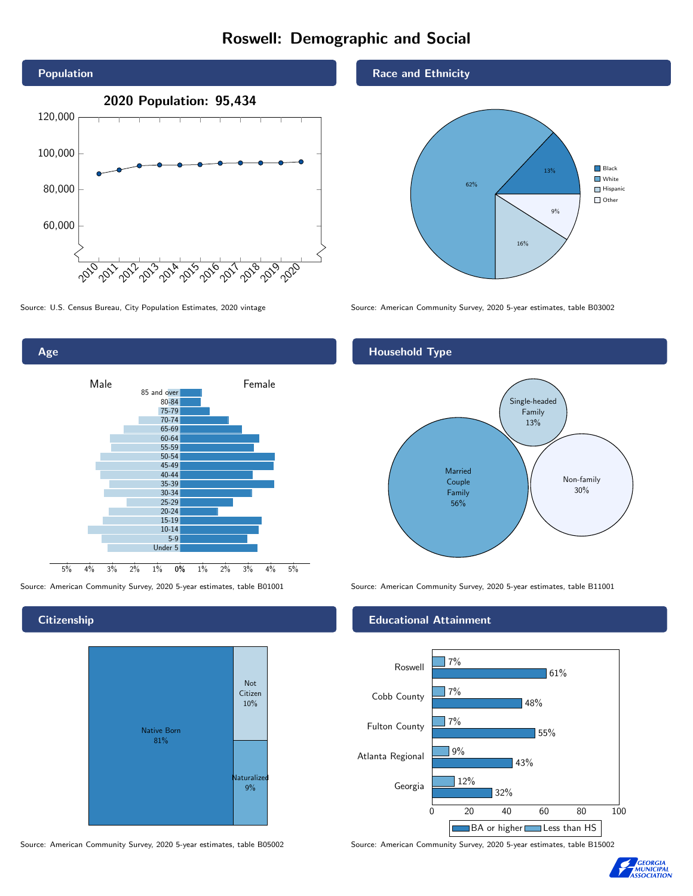# Roswell: Demographic and Social

## Population

2020 Population: 95,434

120,000
100,000
80,000
60,000

2010 2011 2012 2013 2014 2015 2016 2017 2018 2019 2020

Source: U.S. Census Bureau, City Population Estimates, 2020 vintage

## Race and Ethnicity

Black
White
Hispanic
Other

62%
13%
9%
16%

Source: American Community Survey, 2020 5-year estimates, table B03002

## Age

Male
Female

85 and over
80-84
75-79
70-74
65-69
60-64
55-59
50-54
45-49
40-44
35-39
30-34
25-29
20-24
15-19
10-14
5-9
Under 5

5% 4% 3% 2% 1% 0% 1% 2% 3% 4% 5%

Source: American Community Survey, 2020 5-year estimates, table B01001

## Household Type

Single-headed Family 13%

Married Couple Family 56%

Non-family 30%

Source: American Community Survey, 2020 5-year estimates, table B11001

## Citizenship

Native Born 81%

Not Citizen 10%

Naturalized 9%

Source: American Community Survey, 2020 5-year estimates, table B05002

## Educational Attainment

Roswell 7% 61%
Cobb County 7% 48%
Fulton County 7% 55%
Atlanta Regional 9% 43%
Georgia 12% 32%

0 20 40 60 80 100

BA or higher
Less than HS

Source: American Community Survey, 2020 5-year estimates, table B15002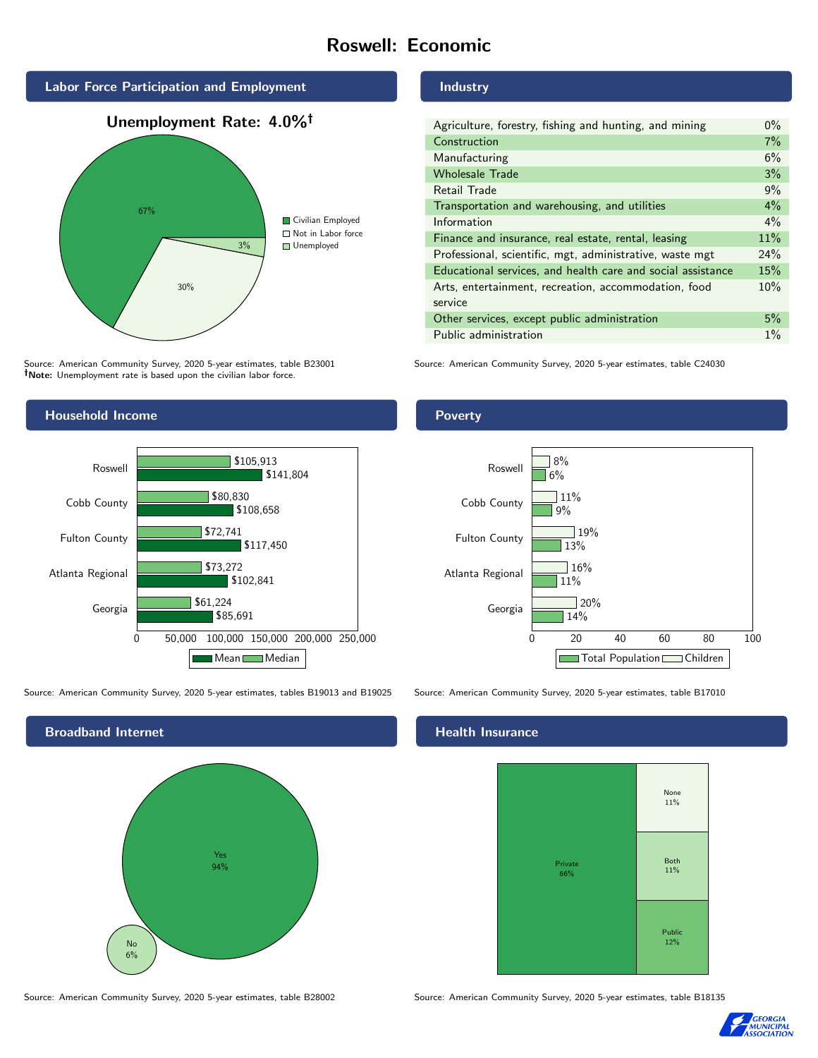# Roswell: Economic

## Labor Force Participation and Employment

Unemployment Rate: 4.0%†

67%
3%
30%

Civilian Employed
Not in Labor force
Unemployed

Source: American Community Survey, 2020 5-year estimates, table B23001
**†Note:** Unemployment rate is based upon the civilian labor force.

## Industry

| | |
|---|---|
| Agriculture, forestry, fishing and hunting, and mining | 0% |
| Construction | 7% |
| Manufacturing | 6% |
| Wholesale Trade | 3% |
| Retail Trade | 9% |
| Transportation and warehousing, and utilities | 4% |
| Information | 4% |
| Finance and insurance, real estate, rental, leasing | 11% |
| Professional, scientific, mgt, administrative, waste mgt | 24% |
| Educational services, and health care and social assistance | 15% |
| Arts, entertainment, recreation, accommodation, food service | 10% |
| Other services, except public administration | 5% |
| Public administration | 1% |

Source: American Community Survey, 2020 5-year estimates, table C24030

## Household Income

Roswell $105,913 $141,804
Cobb County $80,830 $108,658
Fulton County $72,741 $117,450
Atlanta Regional $73,272 $102,841
Georgia $61,224 $85,691

0 50,000 100,000 150,000 200,000 250,000

Mean Median

Source: American Community Survey, 2020 5-year estimates, tables B19013 and B19025

## Poverty

Roswell 8% 6%
Cobb County 11% 9%
Fulton County 19% 13%
Atlanta Regional 16% 11%
Georgia 20% 14%

0 20 40 60 80 100

Total Population Children

Source: American Community Survey, 2020 5-year estimates, table B17010

## Broadband Internet

Yes 94%
No 6%

Source: American Community Survey, 2020 5-year estimates, table B28002

## Health Insurance

Private 66%
None 11%
Both 11%
Public 12%

Source: American Community Survey, 2020 5-year estimates, table B18135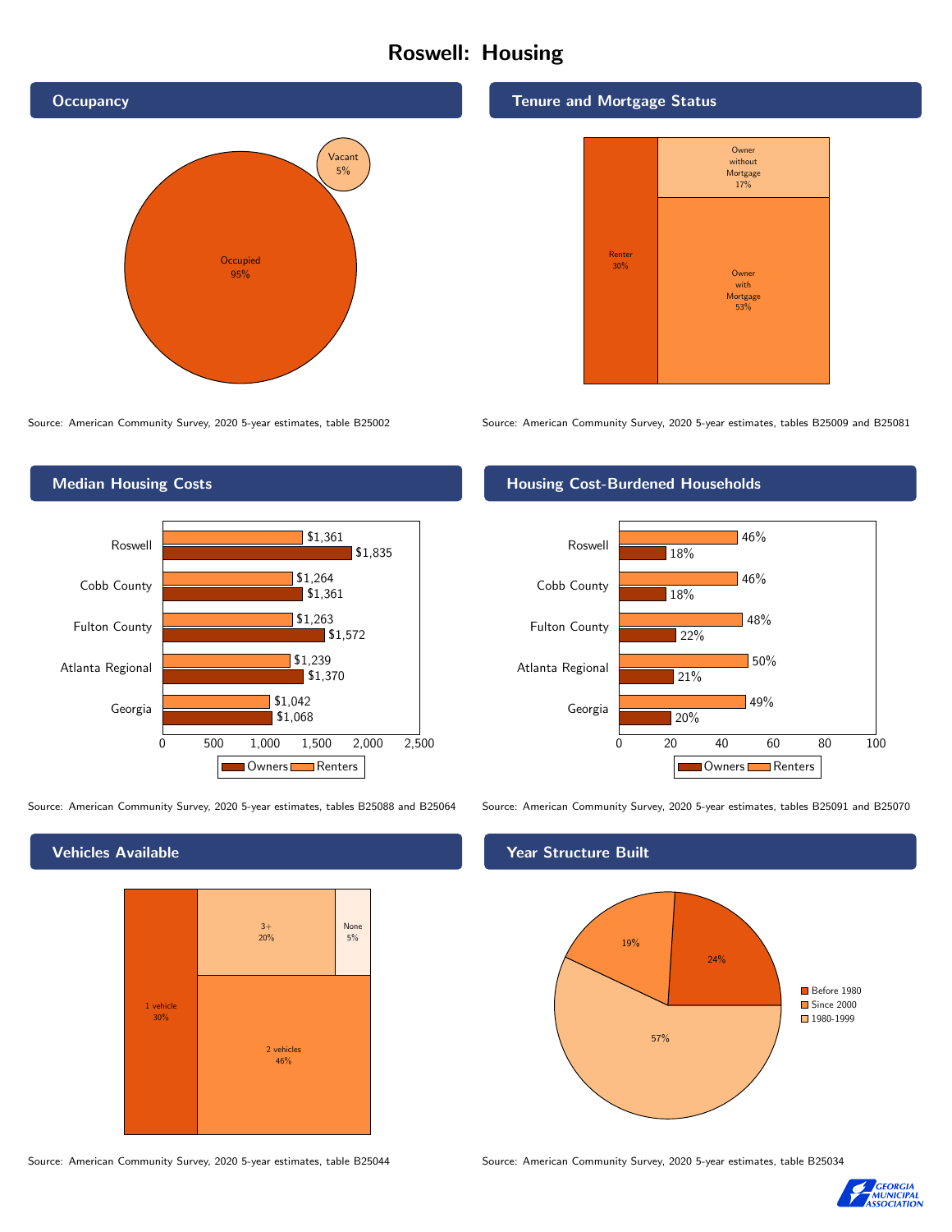# Roswell: Housing

## Occupancy

Occupied
95%

Vacant
5%

Source: American Community Survey, 2020 5-year estimates, table B25002

## Tenure and Mortgage Status

Renter
30%

Owner without Mortgage
17%

Owner with Mortgage
53%

Source: American Community Survey, 2020 5-year estimates, tables B25009 and B25081

## Median Housing Costs

Roswell
$1,361
$1,835

Cobb County
$1,264
$1,361

Fulton County
$1,263
$1,572

Atlanta Regional
$1,239
$1,370

Georgia
$1,042
$1,068

0 500 1,000 1,500 2,000 2,500

Owners Renters

Source: American Community Survey, 2020 5-year estimates, tables B25088 and B25064

## Housing Cost-Burdened Households

Roswell
46%
18%

Cobb County
46%
18%

Fulton County
48%
22%

Atlanta Regional
50%
21%

Georgia
49%
20%

0 20 40 60 80 100

Owners Renters

Source: American Community Survey, 2020 5-year estimates, tables B25091 and B25070

## Vehicles Available

1 vehicle
30%

3+
20%

None
5%

2 vehicles
46%

Source: American Community Survey, 2020 5-year estimates, table B25044

## Year Structure Built

24%

19%

57%

Before 1980
Since 2000
1980-1999

Source: American Community Survey, 2020 5-year estimates, table B25034